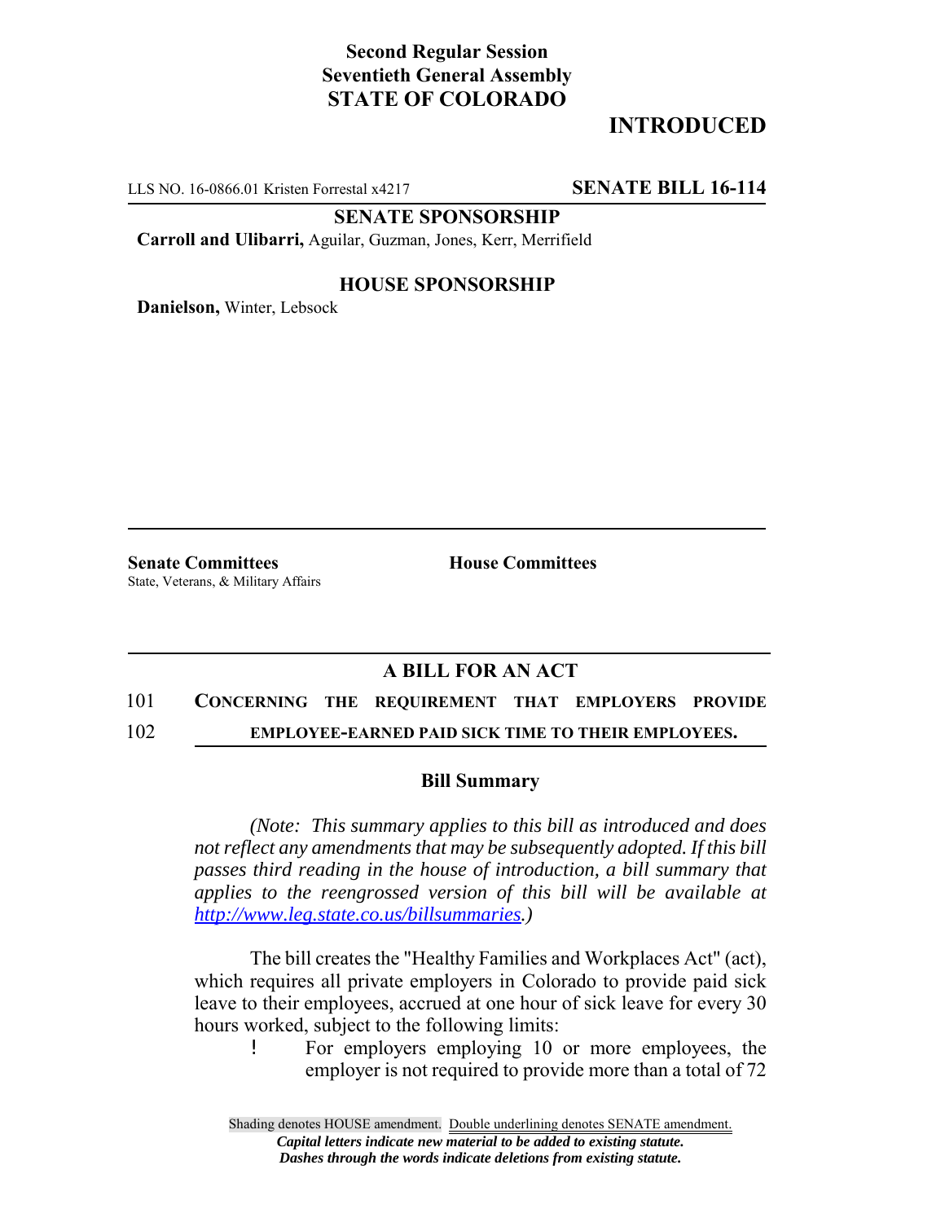**Second Regular Session**
**Seventieth General Assembly**
**STATE OF COLORADO**

# INTRODUCED

LLS NO. 16-0866.01 Kristen Forrestal x4217 **SENATE BILL 16-114**

**SENATE SPONSORSHIP**

**Carroll and Ulibarri,** Aguilar, Guzman, Jones, Kerr, Merrifield

**HOUSE SPONSORSHIP**

**Danielson,** Winter, Lebsock

**Senate Committees**
State, Veterans, & Military Affairs

**House Committees**

## A BILL FOR AN ACT

101 **CONCERNING THE REQUIREMENT THAT EMPLOYERS PROVIDE**
102 **EMPLOYEE-EARNED PAID SICK TIME TO THEIR EMPLOYEES.**

### Bill Summary

*(Note: This summary applies to this bill as introduced and does not reflect any amendments that may be subsequently adopted. If this bill passes third reading in the house of introduction, a bill summary that applies to the reengrossed version of this bill will be available at http://www.leg.state.co.us/billsummaries.)*

The bill creates the "Healthy Families and Workplaces Act" (act), which requires all private employers in Colorado to provide paid sick leave to their employees, accrued at one hour of sick leave for every 30 hours worked, subject to the following limits:

- For employers employing 10 or more employees, the employer is not required to provide more than a total of 72

Shading denotes HOUSE amendment. Double underlining denotes SENATE amendment.
*Capital letters indicate new material to be added to existing statute.*
*Dashes through the words indicate deletions from existing statute.*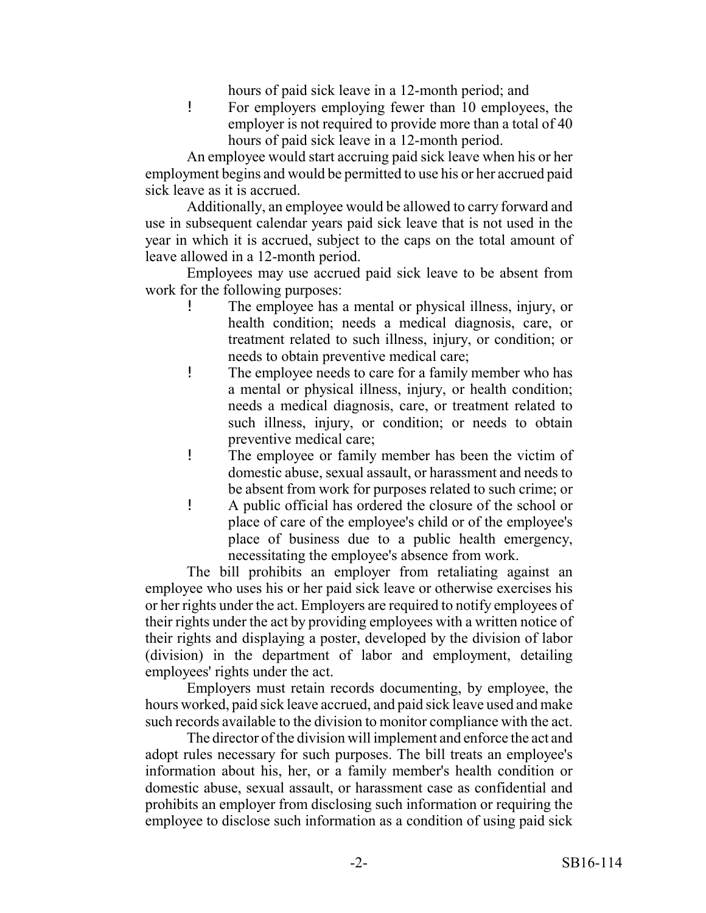hours of paid sick leave in a 12-month period; and

- For employers employing fewer than 10 employees, the employer is not required to provide more than a total of 40 hours of paid sick leave in a 12-month period.

An employee would start accruing paid sick leave when his or her employment begins and would be permitted to use his or her accrued paid sick leave as it is accrued.

Additionally, an employee would be allowed to carry forward and use in subsequent calendar years paid sick leave that is not used in the year in which it is accrued, subject to the caps on the total amount of leave allowed in a 12-month period.

Employees may use accrued paid sick leave to be absent from work for the following purposes:

- The employee has a mental or physical illness, injury, or health condition; needs a medical diagnosis, care, or treatment related to such illness, injury, or condition; or needs to obtain preventive medical care;
- The employee needs to care for a family member who has a mental or physical illness, injury, or health condition; needs a medical diagnosis, care, or treatment related to such illness, injury, or condition; or needs to obtain preventive medical care;
- The employee or family member has been the victim of domestic abuse, sexual assault, or harassment and needs to be absent from work for purposes related to such crime; or
- A public official has ordered the closure of the school or place of care of the employee's child or of the employee's place of business due to a public health emergency, necessitating the employee's absence from work.

The bill prohibits an employer from retaliating against an employee who uses his or her paid sick leave or otherwise exercises his or her rights under the act. Employers are required to notify employees of their rights under the act by providing employees with a written notice of their rights and displaying a poster, developed by the division of labor (division) in the department of labor and employment, detailing employees' rights under the act.

Employers must retain records documenting, by employee, the hours worked, paid sick leave accrued, and paid sick leave used and make such records available to the division to monitor compliance with the act.

The director of the division will implement and enforce the act and adopt rules necessary for such purposes. The bill treats an employee's information about his, her, or a family member's health condition or domestic abuse, sexual assault, or harassment case as confidential and prohibits an employer from disclosing such information or requiring the employee to disclose such information as a condition of using paid sick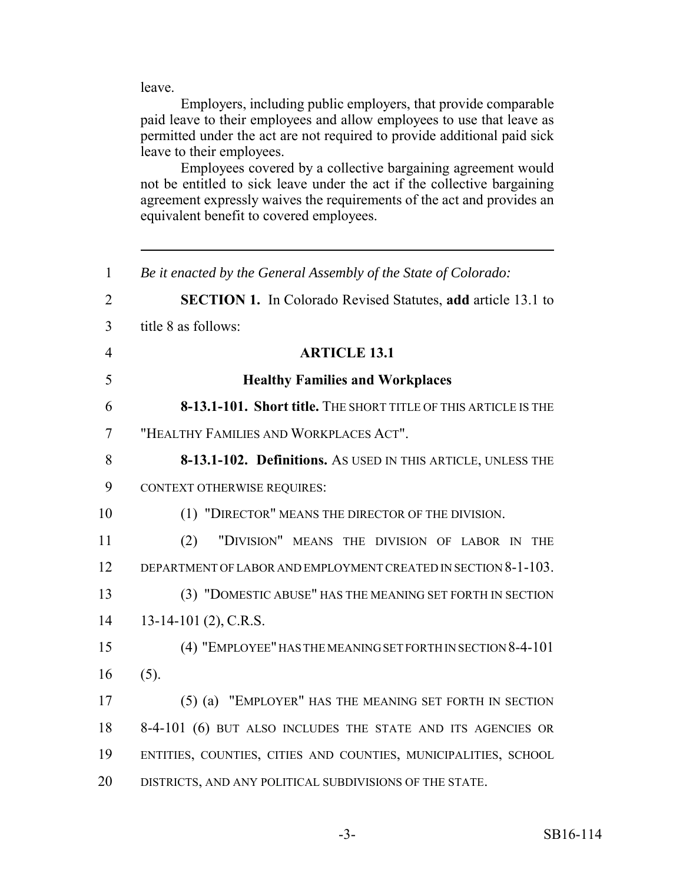leave.

Employers, including public employers, that provide comparable paid leave to their employees and allow employees to use that leave as permitted under the act are not required to provide additional paid sick leave to their employees.

Employees covered by a collective bargaining agreement would not be entitled to sick leave under the act if the collective bargaining agreement expressly waives the requirements of the act and provides an equivalent benefit to covered employees.

---

1 *Be it enacted by the General Assembly of the State of Colorado:*

2 **SECTION 1.** In Colorado Revised Statutes, **add** article 13.1 to
3 title 8 as follows:

4 **ARTICLE 13.1**

5 **Healthy Families and Workplaces**

6 **8-13.1-101. Short title.** THE SHORT TITLE OF THIS ARTICLE IS THE
7 "HEALTHY FAMILIES AND WORKPLACES ACT".

8 **8-13.1-102. Definitions.** AS USED IN THIS ARTICLE, UNLESS THE
9 CONTEXT OTHERWISE REQUIRES:

10 (1) "DIRECTOR" MEANS THE DIRECTOR OF THE DIVISION.

11 (2) "DIVISION" MEANS THE DIVISION OF LABOR IN THE
12 DEPARTMENT OF LABOR AND EMPLOYMENT CREATED IN SECTION 8-1-103.

13 (3) "DOMESTIC ABUSE" HAS THE MEANING SET FORTH IN SECTION
14 13-14-101 (2), C.R.S.

15 (4) "EMPLOYEE" HAS THE MEANING SET FORTH IN SECTION 8-4-101
16 (5).

17 (5) (a) "EMPLOYER" HAS THE MEANING SET FORTH IN SECTION
18 8-4-101 (6) BUT ALSO INCLUDES THE STATE AND ITS AGENCIES OR
19 ENTITIES, COUNTIES, CITIES AND COUNTIES, MUNICIPALITIES, SCHOOL
20 DISTRICTS, AND ANY POLITICAL SUBDIVISIONS OF THE STATE.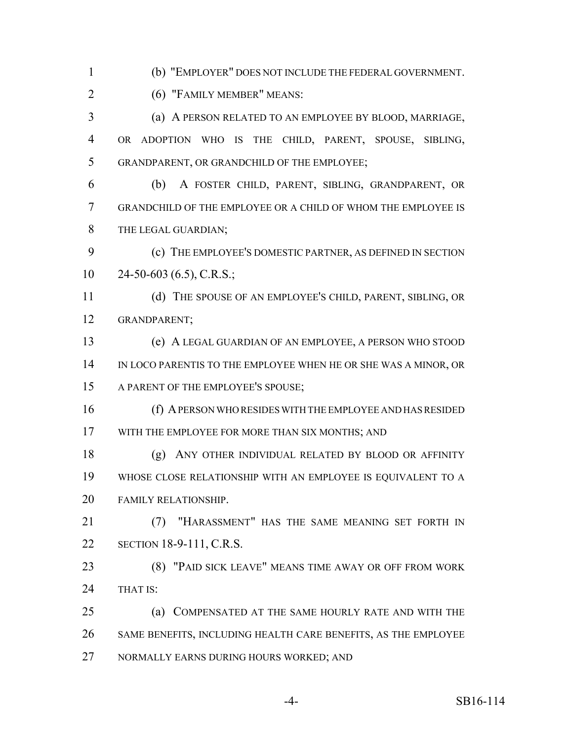(b) "EMPLOYER" DOES NOT INCLUDE THE FEDERAL GOVERNMENT.

(6) "FAMILY MEMBER" MEANS:

(a) A PERSON RELATED TO AN EMPLOYEE BY BLOOD, MARRIAGE, OR ADOPTION WHO IS THE CHILD, PARENT, SPOUSE, SIBLING, GRANDPARENT, OR GRANDCHILD OF THE EMPLOYEE;

(b) A FOSTER CHILD, PARENT, SIBLING, GRANDPARENT, OR GRANDCHILD OF THE EMPLOYEE OR A CHILD OF WHOM THE EMPLOYEE IS THE LEGAL GUARDIAN;

(c) THE EMPLOYEE'S DOMESTIC PARTNER, AS DEFINED IN SECTION 24-50-603 (6.5), C.R.S.;

(d) THE SPOUSE OF AN EMPLOYEE'S CHILD, PARENT, SIBLING, OR GRANDPARENT;

(e) A LEGAL GUARDIAN OF AN EMPLOYEE, A PERSON WHO STOOD IN LOCO PARENTIS TO THE EMPLOYEE WHEN HE OR SHE WAS A MINOR, OR A PARENT OF THE EMPLOYEE'S SPOUSE;

(f) A PERSON WHO RESIDES WITH THE EMPLOYEE AND HAS RESIDED WITH THE EMPLOYEE FOR MORE THAN SIX MONTHS; AND

(g) ANY OTHER INDIVIDUAL RELATED BY BLOOD OR AFFINITY WHOSE CLOSE RELATIONSHIP WITH AN EMPLOYEE IS EQUIVALENT TO A FAMILY RELATIONSHIP.

(7) "HARASSMENT" HAS THE SAME MEANING SET FORTH IN SECTION 18-9-111, C.R.S.

(8) "PAID SICK LEAVE" MEANS TIME AWAY OR OFF FROM WORK THAT IS:

(a) COMPENSATED AT THE SAME HOURLY RATE AND WITH THE SAME BENEFITS, INCLUDING HEALTH CARE BENEFITS, AS THE EMPLOYEE NORMALLY EARNS DURING HOURS WORKED; AND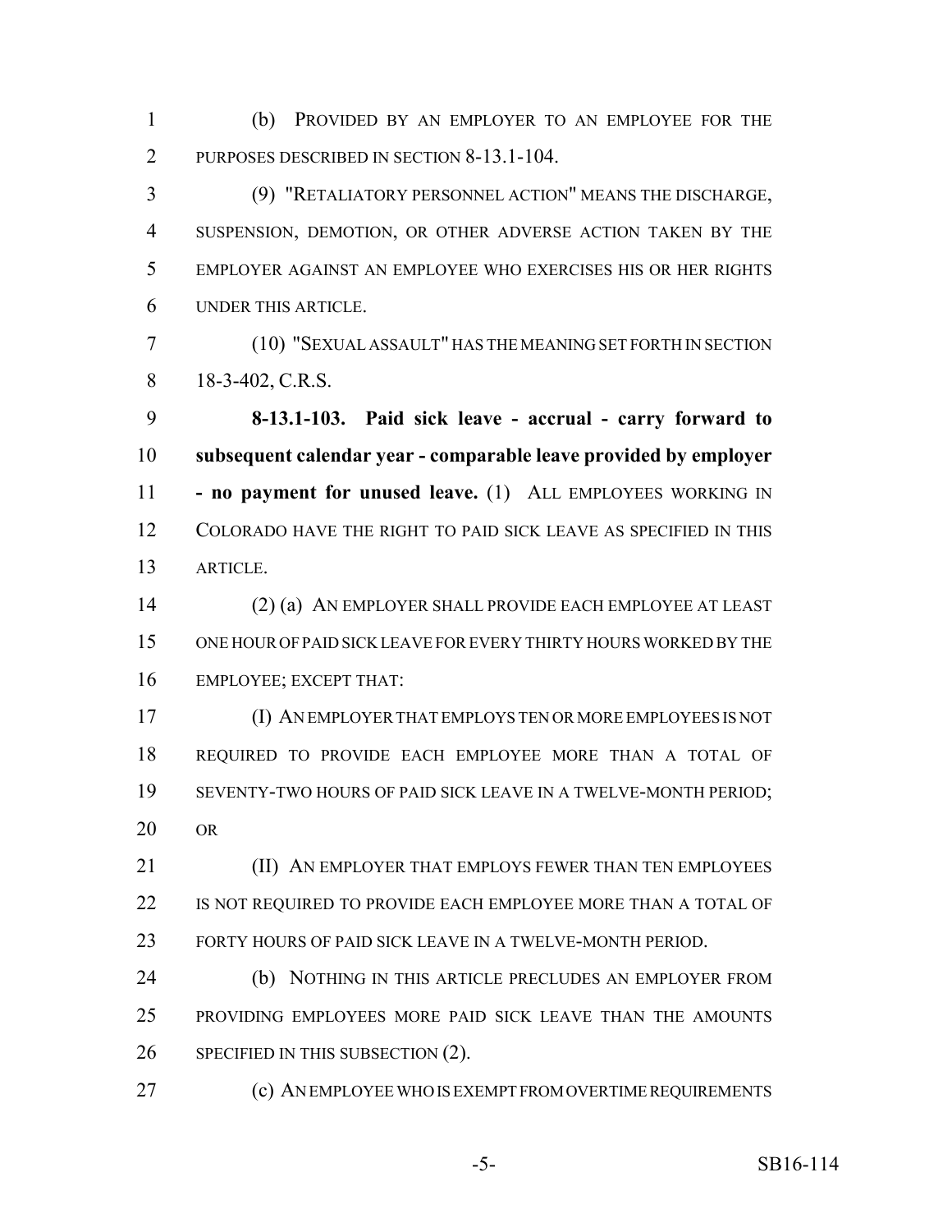(b) PROVIDED BY AN EMPLOYER TO AN EMPLOYEE FOR THE PURPOSES DESCRIBED IN SECTION 8-13.1-104.

(9) "RETALIATORY PERSONNEL ACTION" MEANS THE DISCHARGE, SUSPENSION, DEMOTION, OR OTHER ADVERSE ACTION TAKEN BY THE EMPLOYER AGAINST AN EMPLOYEE WHO EXERCISES HIS OR HER RIGHTS UNDER THIS ARTICLE.

(10) "SEXUAL ASSAULT" HAS THE MEANING SET FORTH IN SECTION 18-3-402, C.R.S.

**8-13.1-103. Paid sick leave - accrual - carry forward to subsequent calendar year - comparable leave provided by employer - no payment for unused leave.** (1) ALL EMPLOYEES WORKING IN COLORADO HAVE THE RIGHT TO PAID SICK LEAVE AS SPECIFIED IN THIS ARTICLE.

(2) (a) AN EMPLOYER SHALL PROVIDE EACH EMPLOYEE AT LEAST ONE HOUR OF PAID SICK LEAVE FOR EVERY THIRTY HOURS WORKED BY THE EMPLOYEE; EXCEPT THAT:

(I) AN EMPLOYER THAT EMPLOYS TEN OR MORE EMPLOYEES IS NOT REQUIRED TO PROVIDE EACH EMPLOYEE MORE THAN A TOTAL OF SEVENTY-TWO HOURS OF PAID SICK LEAVE IN A TWELVE-MONTH PERIOD; OR

(II) AN EMPLOYER THAT EMPLOYS FEWER THAN TEN EMPLOYEES IS NOT REQUIRED TO PROVIDE EACH EMPLOYEE MORE THAN A TOTAL OF FORTY HOURS OF PAID SICK LEAVE IN A TWELVE-MONTH PERIOD.

(b) NOTHING IN THIS ARTICLE PRECLUDES AN EMPLOYER FROM PROVIDING EMPLOYEES MORE PAID SICK LEAVE THAN THE AMOUNTS SPECIFIED IN THIS SUBSECTION (2).

(c) AN EMPLOYEE WHO IS EXEMPT FROM OVERTIME REQUIREMENTS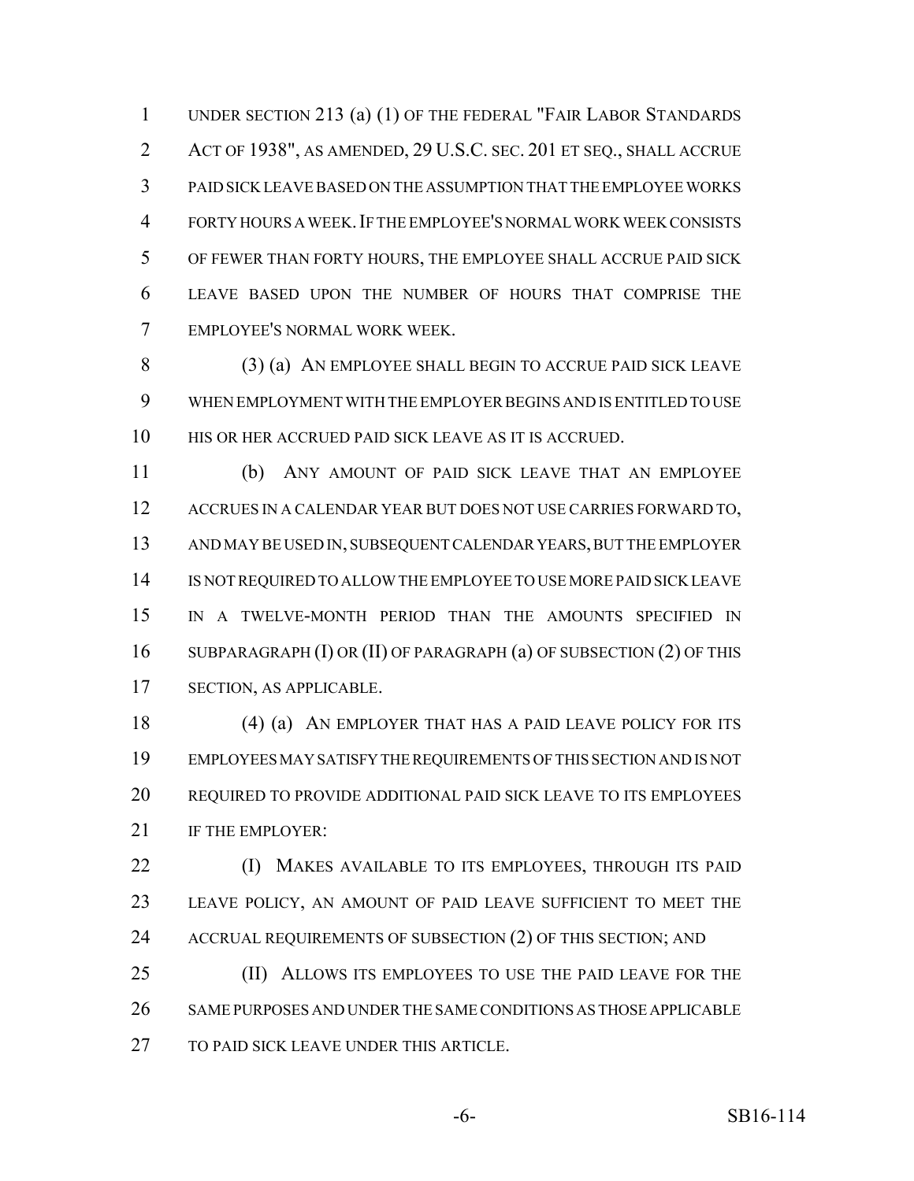UNDER SECTION 213 (a) (1) OF THE FEDERAL "FAIR LABOR STANDARDS ACT OF 1938", AS AMENDED, 29 U.S.C. SEC. 201 ET SEQ., SHALL ACCRUE PAID SICK LEAVE BASED ON THE ASSUMPTION THAT THE EMPLOYEE WORKS FORTY HOURS A WEEK. IF THE EMPLOYEE'S NORMAL WORK WEEK CONSISTS OF FEWER THAN FORTY HOURS, THE EMPLOYEE SHALL ACCRUE PAID SICK LEAVE BASED UPON THE NUMBER OF HOURS THAT COMPRISE THE EMPLOYEE'S NORMAL WORK WEEK.

(3) (a) AN EMPLOYEE SHALL BEGIN TO ACCRUE PAID SICK LEAVE WHEN EMPLOYMENT WITH THE EMPLOYER BEGINS AND IS ENTITLED TO USE HIS OR HER ACCRUED PAID SICK LEAVE AS IT IS ACCRUED.

(b) ANY AMOUNT OF PAID SICK LEAVE THAT AN EMPLOYEE ACCRUES IN A CALENDAR YEAR BUT DOES NOT USE CARRIES FORWARD TO, AND MAY BE USED IN, SUBSEQUENT CALENDAR YEARS, BUT THE EMPLOYER IS NOT REQUIRED TO ALLOW THE EMPLOYEE TO USE MORE PAID SICK LEAVE IN A TWELVE-MONTH PERIOD THAN THE AMOUNTS SPECIFIED IN SUBPARAGRAPH (I) OR (II) OF PARAGRAPH (a) OF SUBSECTION (2) OF THIS SECTION, AS APPLICABLE.

(4) (a) AN EMPLOYER THAT HAS A PAID LEAVE POLICY FOR ITS EMPLOYEES MAY SATISFY THE REQUIREMENTS OF THIS SECTION AND IS NOT REQUIRED TO PROVIDE ADDITIONAL PAID SICK LEAVE TO ITS EMPLOYEES IF THE EMPLOYER:

(I) MAKES AVAILABLE TO ITS EMPLOYEES, THROUGH ITS PAID LEAVE POLICY, AN AMOUNT OF PAID LEAVE SUFFICIENT TO MEET THE ACCRUAL REQUIREMENTS OF SUBSECTION (2) OF THIS SECTION; AND

(II) ALLOWS ITS EMPLOYEES TO USE THE PAID LEAVE FOR THE SAME PURPOSES AND UNDER THE SAME CONDITIONS AS THOSE APPLICABLE TO PAID SICK LEAVE UNDER THIS ARTICLE.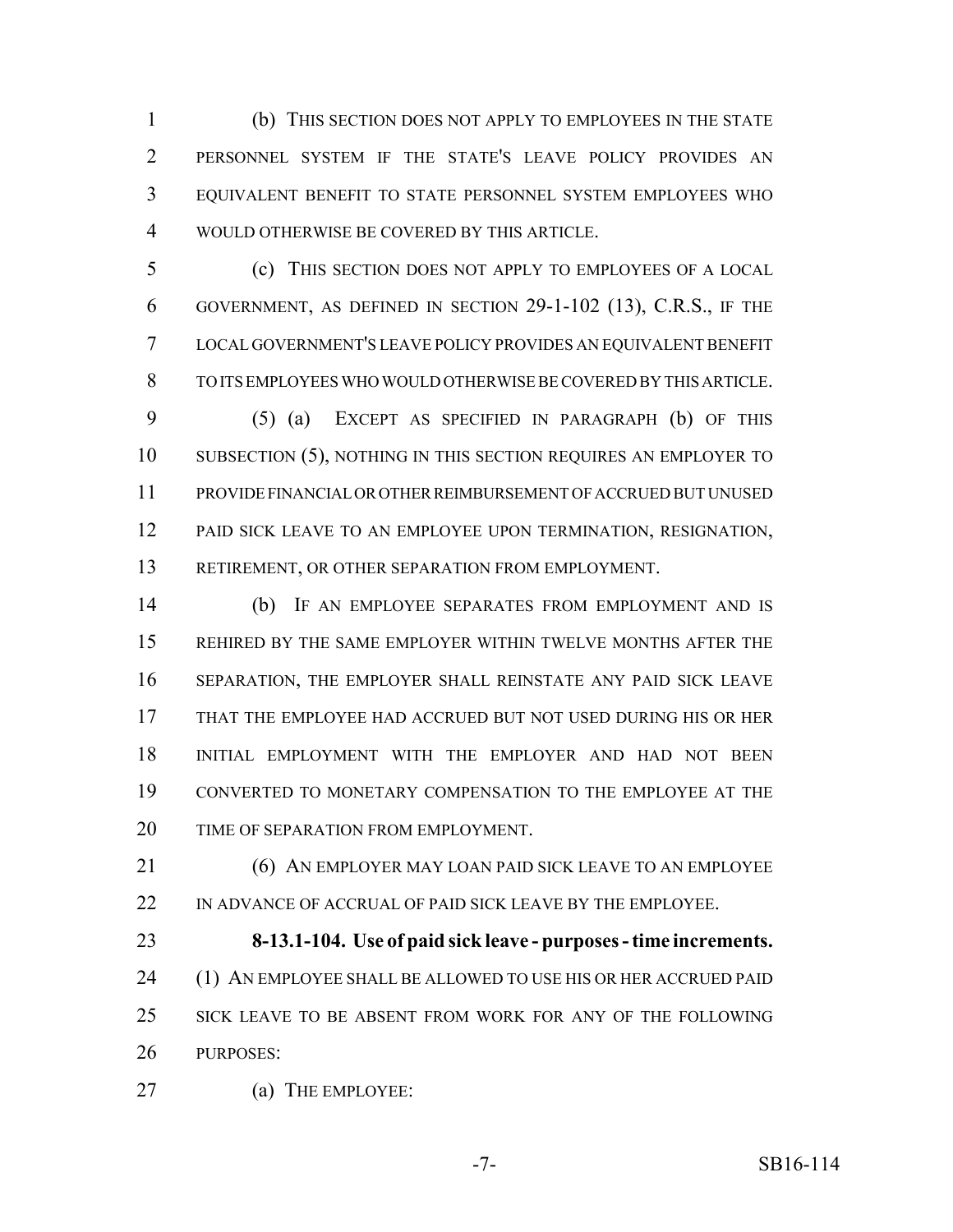(b) THIS SECTION DOES NOT APPLY TO EMPLOYEES IN THE STATE PERSONNEL SYSTEM IF THE STATE'S LEAVE POLICY PROVIDES AN EQUIVALENT BENEFIT TO STATE PERSONNEL SYSTEM EMPLOYEES WHO WOULD OTHERWISE BE COVERED BY THIS ARTICLE.

(c) THIS SECTION DOES NOT APPLY TO EMPLOYEES OF A LOCAL GOVERNMENT, AS DEFINED IN SECTION 29-1-102 (13), C.R.S., IF THE LOCAL GOVERNMENT'S LEAVE POLICY PROVIDES AN EQUIVALENT BENEFIT TO ITS EMPLOYEES WHO WOULD OTHERWISE BE COVERED BY THIS ARTICLE.

(5) (a) EXCEPT AS SPECIFIED IN PARAGRAPH (b) OF THIS SUBSECTION (5), NOTHING IN THIS SECTION REQUIRES AN EMPLOYER TO PROVIDE FINANCIAL OR OTHER REIMBURSEMENT OF ACCRUED BUT UNUSED PAID SICK LEAVE TO AN EMPLOYEE UPON TERMINATION, RESIGNATION, RETIREMENT, OR OTHER SEPARATION FROM EMPLOYMENT.

(b) IF AN EMPLOYEE SEPARATES FROM EMPLOYMENT AND IS REHIRED BY THE SAME EMPLOYER WITHIN TWELVE MONTHS AFTER THE SEPARATION, THE EMPLOYER SHALL REINSTATE ANY PAID SICK LEAVE THAT THE EMPLOYEE HAD ACCRUED BUT NOT USED DURING HIS OR HER INITIAL EMPLOYMENT WITH THE EMPLOYER AND HAD NOT BEEN CONVERTED TO MONETARY COMPENSATION TO THE EMPLOYEE AT THE TIME OF SEPARATION FROM EMPLOYMENT.

(6) AN EMPLOYER MAY LOAN PAID SICK LEAVE TO AN EMPLOYEE IN ADVANCE OF ACCRUAL OF PAID SICK LEAVE BY THE EMPLOYEE.

**8-13.1-104. Use of paid sick leave - purposes - time increments.** (1) AN EMPLOYEE SHALL BE ALLOWED TO USE HIS OR HER ACCRUED PAID SICK LEAVE TO BE ABSENT FROM WORK FOR ANY OF THE FOLLOWING PURPOSES:

(a) THE EMPLOYEE: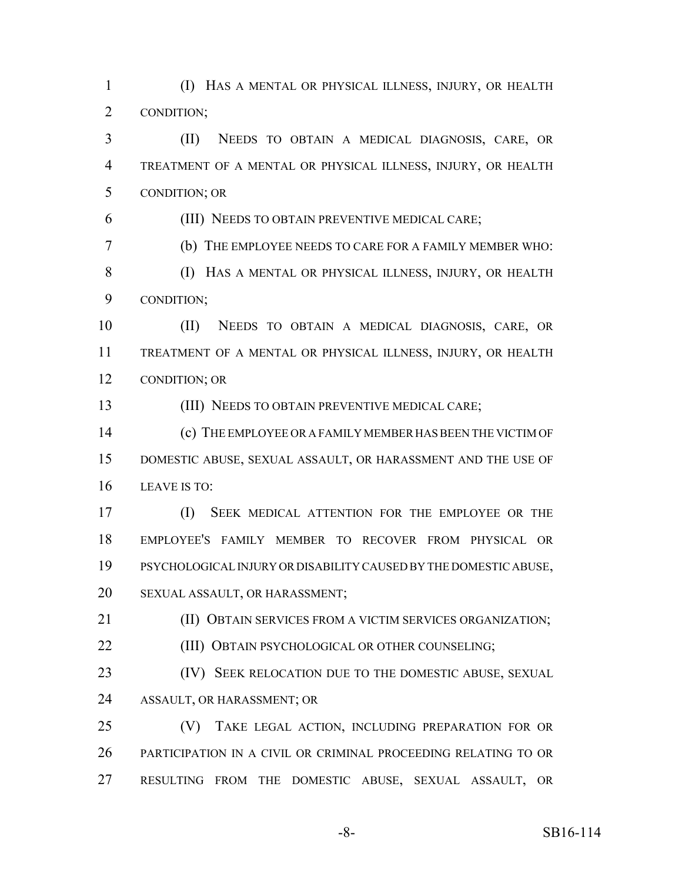(I) HAS A MENTAL OR PHYSICAL ILLNESS, INJURY, OR HEALTH CONDITION;

(II) NEEDS TO OBTAIN A MEDICAL DIAGNOSIS, CARE, OR TREATMENT OF A MENTAL OR PHYSICAL ILLNESS, INJURY, OR HEALTH CONDITION; OR

(III) NEEDS TO OBTAIN PREVENTIVE MEDICAL CARE;

(b) THE EMPLOYEE NEEDS TO CARE FOR A FAMILY MEMBER WHO:

(I) HAS A MENTAL OR PHYSICAL ILLNESS, INJURY, OR HEALTH CONDITION;

(II) NEEDS TO OBTAIN A MEDICAL DIAGNOSIS, CARE, OR TREATMENT OF A MENTAL OR PHYSICAL ILLNESS, INJURY, OR HEALTH CONDITION; OR

(III) NEEDS TO OBTAIN PREVENTIVE MEDICAL CARE;

(c) THE EMPLOYEE OR A FAMILY MEMBER HAS BEEN THE VICTIM OF DOMESTIC ABUSE, SEXUAL ASSAULT, OR HARASSMENT AND THE USE OF LEAVE IS TO:

(I) SEEK MEDICAL ATTENTION FOR THE EMPLOYEE OR THE EMPLOYEE'S FAMILY MEMBER TO RECOVER FROM PHYSICAL OR PSYCHOLOGICAL INJURY OR DISABILITY CAUSED BY THE DOMESTIC ABUSE, SEXUAL ASSAULT, OR HARASSMENT;

(II) OBTAIN SERVICES FROM A VICTIM SERVICES ORGANIZATION;

(III) OBTAIN PSYCHOLOGICAL OR OTHER COUNSELING;

(IV) SEEK RELOCATION DUE TO THE DOMESTIC ABUSE, SEXUAL ASSAULT, OR HARASSMENT; OR

(V) TAKE LEGAL ACTION, INCLUDING PREPARATION FOR OR PARTICIPATION IN A CIVIL OR CRIMINAL PROCEEDING RELATING TO OR RESULTING FROM THE DOMESTIC ABUSE, SEXUAL ASSAULT, OR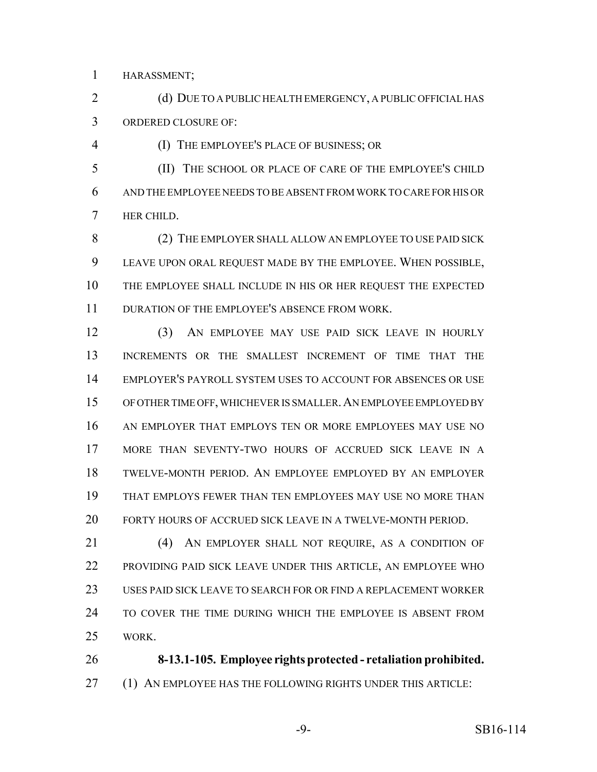HARASSMENT;

(d) DUE TO A PUBLIC HEALTH EMERGENCY, A PUBLIC OFFICIAL HAS ORDERED CLOSURE OF:

(I) THE EMPLOYEE'S PLACE OF BUSINESS; OR

(II) THE SCHOOL OR PLACE OF CARE OF THE EMPLOYEE'S CHILD AND THE EMPLOYEE NEEDS TO BE ABSENT FROM WORK TO CARE FOR HIS OR HER CHILD.

(2) THE EMPLOYER SHALL ALLOW AN EMPLOYEE TO USE PAID SICK LEAVE UPON ORAL REQUEST MADE BY THE EMPLOYEE. WHEN POSSIBLE, THE EMPLOYEE SHALL INCLUDE IN HIS OR HER REQUEST THE EXPECTED DURATION OF THE EMPLOYEE'S ABSENCE FROM WORK.

(3) AN EMPLOYEE MAY USE PAID SICK LEAVE IN HOURLY INCREMENTS OR THE SMALLEST INCREMENT OF TIME THAT THE EMPLOYER'S PAYROLL SYSTEM USES TO ACCOUNT FOR ABSENCES OR USE OF OTHER TIME OFF, WHICHEVER IS SMALLER. AN EMPLOYEE EMPLOYED BY AN EMPLOYER THAT EMPLOYS TEN OR MORE EMPLOYEES MAY USE NO MORE THAN SEVENTY-TWO HOURS OF ACCRUED SICK LEAVE IN A TWELVE-MONTH PERIOD. AN EMPLOYEE EMPLOYED BY AN EMPLOYER THAT EMPLOYS FEWER THAN TEN EMPLOYEES MAY USE NO MORE THAN FORTY HOURS OF ACCRUED SICK LEAVE IN A TWELVE-MONTH PERIOD.

(4) AN EMPLOYER SHALL NOT REQUIRE, AS A CONDITION OF PROVIDING PAID SICK LEAVE UNDER THIS ARTICLE, AN EMPLOYEE WHO USES PAID SICK LEAVE TO SEARCH FOR OR FIND A REPLACEMENT WORKER TO COVER THE TIME DURING WHICH THE EMPLOYEE IS ABSENT FROM WORK.

**8-13.1-105. Employee rights protected - retaliation prohibited.** (1) AN EMPLOYEE HAS THE FOLLOWING RIGHTS UNDER THIS ARTICLE: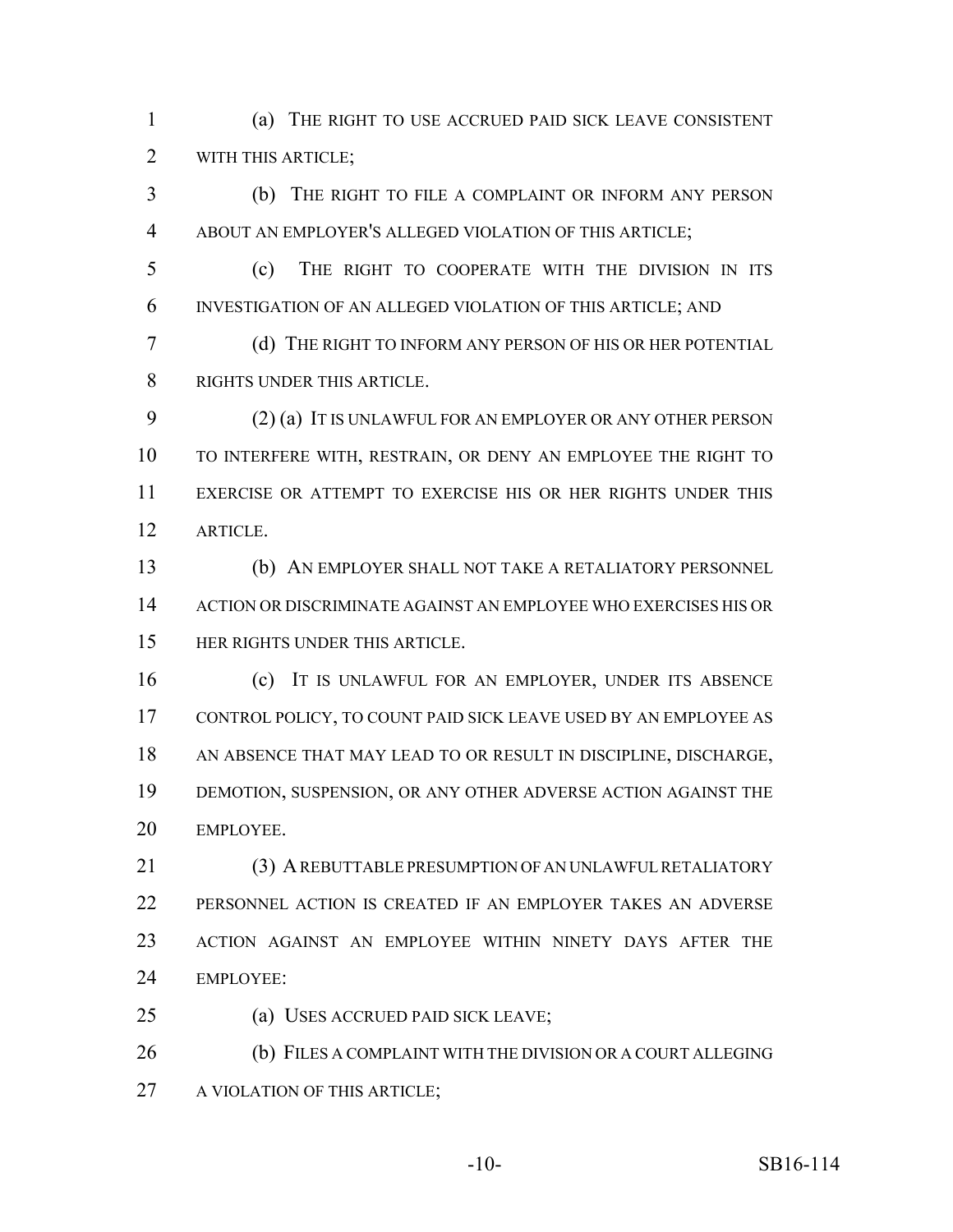(a) THE RIGHT TO USE ACCRUED PAID SICK LEAVE CONSISTENT WITH THIS ARTICLE;

(b) THE RIGHT TO FILE A COMPLAINT OR INFORM ANY PERSON ABOUT AN EMPLOYER'S ALLEGED VIOLATION OF THIS ARTICLE;

(c) THE RIGHT TO COOPERATE WITH THE DIVISION IN ITS INVESTIGATION OF AN ALLEGED VIOLATION OF THIS ARTICLE; AND

(d) THE RIGHT TO INFORM ANY PERSON OF HIS OR HER POTENTIAL RIGHTS UNDER THIS ARTICLE.

(2) (a) IT IS UNLAWFUL FOR AN EMPLOYER OR ANY OTHER PERSON TO INTERFERE WITH, RESTRAIN, OR DENY AN EMPLOYEE THE RIGHT TO EXERCISE OR ATTEMPT TO EXERCISE HIS OR HER RIGHTS UNDER THIS ARTICLE.

(b) AN EMPLOYER SHALL NOT TAKE A RETALIATORY PERSONNEL ACTION OR DISCRIMINATE AGAINST AN EMPLOYEE WHO EXERCISES HIS OR HER RIGHTS UNDER THIS ARTICLE.

(c) IT IS UNLAWFUL FOR AN EMPLOYER, UNDER ITS ABSENCE CONTROL POLICY, TO COUNT PAID SICK LEAVE USED BY AN EMPLOYEE AS AN ABSENCE THAT MAY LEAD TO OR RESULT IN DISCIPLINE, DISCHARGE, DEMOTION, SUSPENSION, OR ANY OTHER ADVERSE ACTION AGAINST THE EMPLOYEE.

(3) A REBUTTABLE PRESUMPTION OF AN UNLAWFUL RETALIATORY PERSONNEL ACTION IS CREATED IF AN EMPLOYER TAKES AN ADVERSE ACTION AGAINST AN EMPLOYEE WITHIN NINETY DAYS AFTER THE EMPLOYEE:

(a) USES ACCRUED PAID SICK LEAVE;

(b) FILES A COMPLAINT WITH THE DIVISION OR A COURT ALLEGING A VIOLATION OF THIS ARTICLE;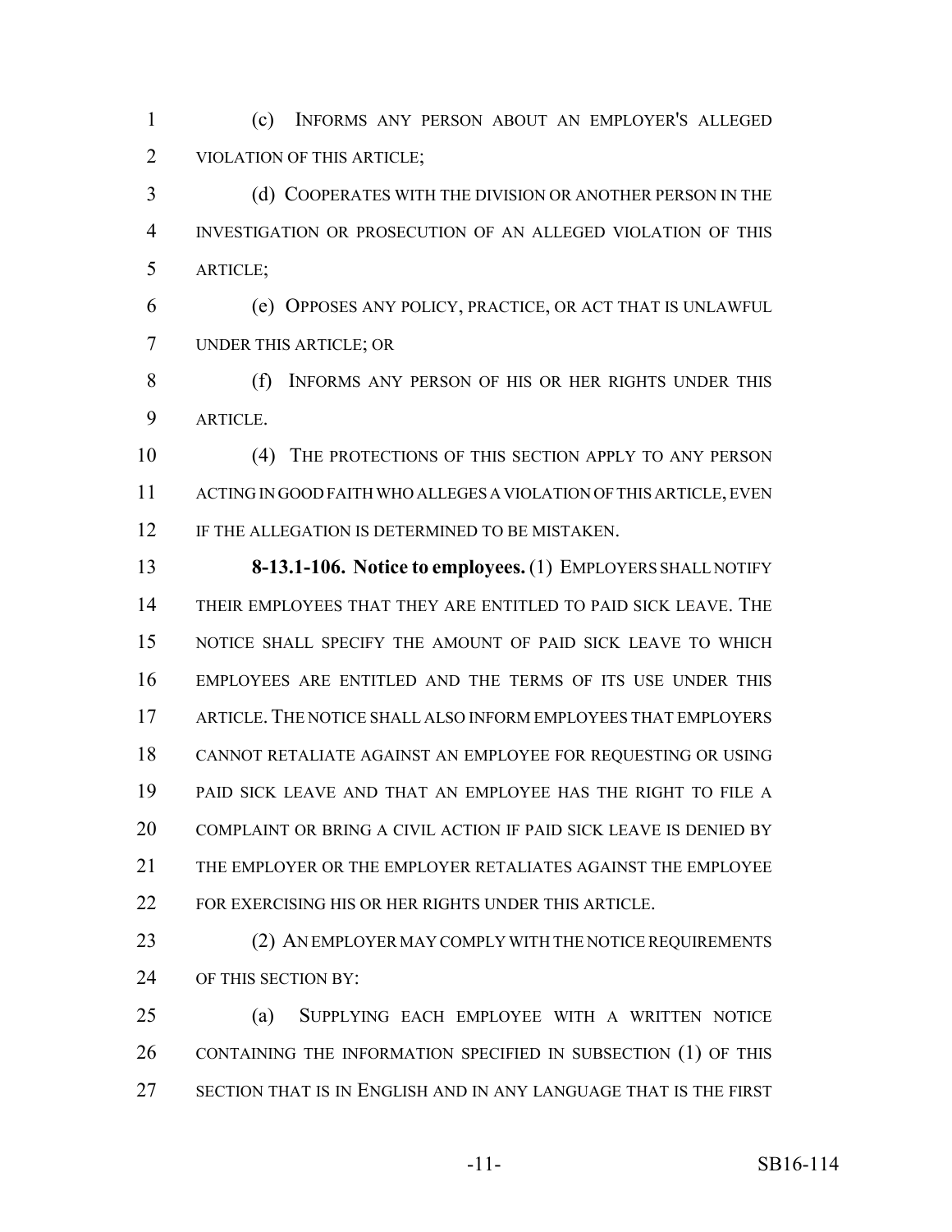(c) INFORMS ANY PERSON ABOUT AN EMPLOYER'S ALLEGED VIOLATION OF THIS ARTICLE;

(d) COOPERATES WITH THE DIVISION OR ANOTHER PERSON IN THE INVESTIGATION OR PROSECUTION OF AN ALLEGED VIOLATION OF THIS ARTICLE;

(e) OPPOSES ANY POLICY, PRACTICE, OR ACT THAT IS UNLAWFUL UNDER THIS ARTICLE; OR

(f) INFORMS ANY PERSON OF HIS OR HER RIGHTS UNDER THIS ARTICLE.

(4) THE PROTECTIONS OF THIS SECTION APPLY TO ANY PERSON ACTING IN GOOD FAITH WHO ALLEGES A VIOLATION OF THIS ARTICLE, EVEN IF THE ALLEGATION IS DETERMINED TO BE MISTAKEN.

**8-13.1-106. Notice to employees.** (1) EMPLOYERS SHALL NOTIFY THEIR EMPLOYEES THAT THEY ARE ENTITLED TO PAID SICK LEAVE. THE NOTICE SHALL SPECIFY THE AMOUNT OF PAID SICK LEAVE TO WHICH EMPLOYEES ARE ENTITLED AND THE TERMS OF ITS USE UNDER THIS ARTICLE. THE NOTICE SHALL ALSO INFORM EMPLOYEES THAT EMPLOYERS CANNOT RETALIATE AGAINST AN EMPLOYEE FOR REQUESTING OR USING PAID SICK LEAVE AND THAT AN EMPLOYEE HAS THE RIGHT TO FILE A COMPLAINT OR BRING A CIVIL ACTION IF PAID SICK LEAVE IS DENIED BY THE EMPLOYER OR THE EMPLOYER RETALIATES AGAINST THE EMPLOYEE FOR EXERCISING HIS OR HER RIGHTS UNDER THIS ARTICLE.

(2) AN EMPLOYER MAY COMPLY WITH THE NOTICE REQUIREMENTS OF THIS SECTION BY:

(a) SUPPLYING EACH EMPLOYEE WITH A WRITTEN NOTICE CONTAINING THE INFORMATION SPECIFIED IN SUBSECTION (1) OF THIS SECTION THAT IS IN ENGLISH AND IN ANY LANGUAGE THAT IS THE FIRST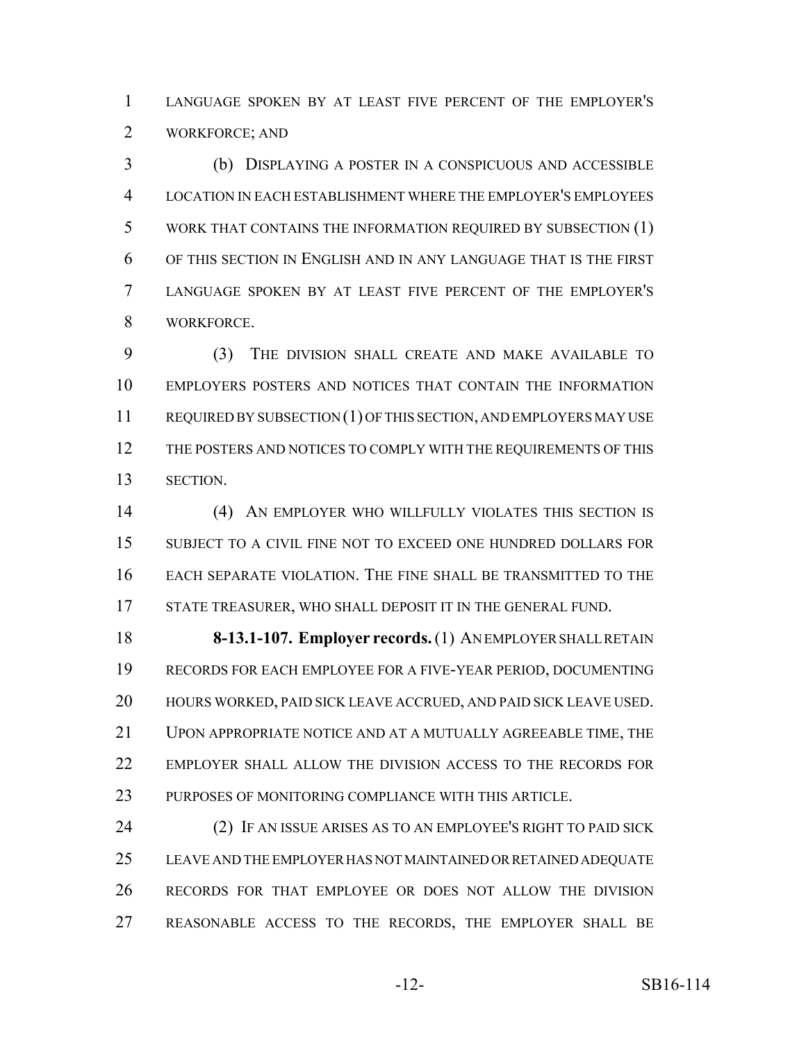LANGUAGE SPOKEN BY AT LEAST FIVE PERCENT OF THE EMPLOYER'S WORKFORCE; AND

(b) DISPLAYING A POSTER IN A CONSPICUOUS AND ACCESSIBLE LOCATION IN EACH ESTABLISHMENT WHERE THE EMPLOYER'S EMPLOYEES WORK THAT CONTAINS THE INFORMATION REQUIRED BY SUBSECTION (1) OF THIS SECTION IN ENGLISH AND IN ANY LANGUAGE THAT IS THE FIRST LANGUAGE SPOKEN BY AT LEAST FIVE PERCENT OF THE EMPLOYER'S WORKFORCE.

(3) THE DIVISION SHALL CREATE AND MAKE AVAILABLE TO EMPLOYERS POSTERS AND NOTICES THAT CONTAIN THE INFORMATION REQUIRED BY SUBSECTION (1) OF THIS SECTION, AND EMPLOYERS MAY USE THE POSTERS AND NOTICES TO COMPLY WITH THE REQUIREMENTS OF THIS SECTION.

(4) AN EMPLOYER WHO WILLFULLY VIOLATES THIS SECTION IS SUBJECT TO A CIVIL FINE NOT TO EXCEED ONE HUNDRED DOLLARS FOR EACH SEPARATE VIOLATION. THE FINE SHALL BE TRANSMITTED TO THE STATE TREASURER, WHO SHALL DEPOSIT IT IN THE GENERAL FUND.

**8-13.1-107. Employer records.** (1) AN EMPLOYER SHALL RETAIN RECORDS FOR EACH EMPLOYEE FOR A FIVE-YEAR PERIOD, DOCUMENTING HOURS WORKED, PAID SICK LEAVE ACCRUED, AND PAID SICK LEAVE USED. UPON APPROPRIATE NOTICE AND AT A MUTUALLY AGREEABLE TIME, THE EMPLOYER SHALL ALLOW THE DIVISION ACCESS TO THE RECORDS FOR PURPOSES OF MONITORING COMPLIANCE WITH THIS ARTICLE.

(2) IF AN ISSUE ARISES AS TO AN EMPLOYEE'S RIGHT TO PAID SICK LEAVE AND THE EMPLOYER HAS NOT MAINTAINED OR RETAINED ADEQUATE RECORDS FOR THAT EMPLOYEE OR DOES NOT ALLOW THE DIVISION REASONABLE ACCESS TO THE RECORDS, THE EMPLOYER SHALL BE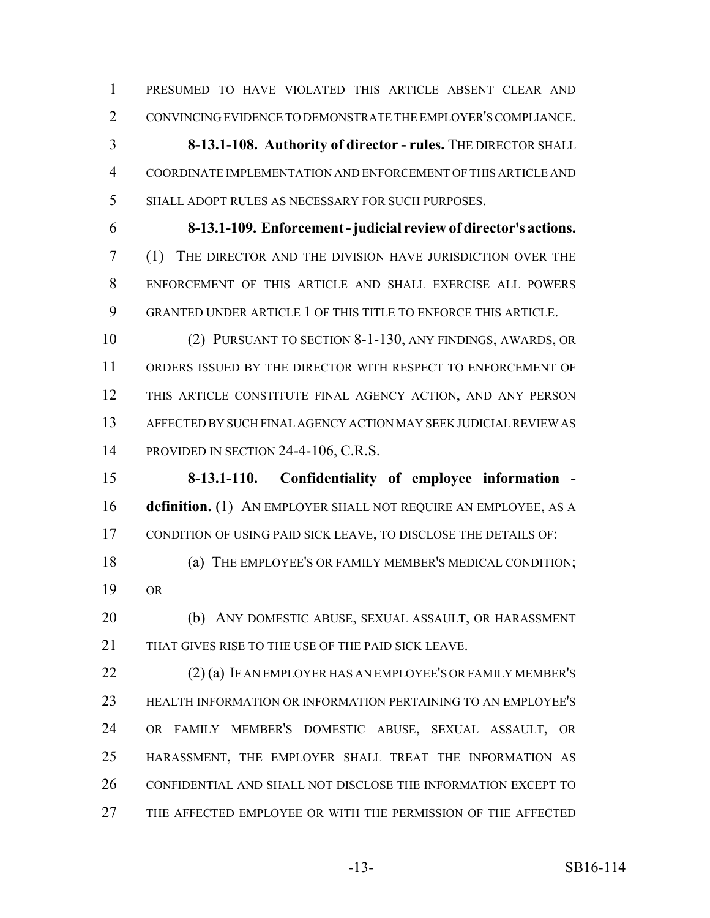PRESUMED TO HAVE VIOLATED THIS ARTICLE ABSENT CLEAR AND CONVINCING EVIDENCE TO DEMONSTRATE THE EMPLOYER'S COMPLIANCE.

**8-13.1-108. Authority of director - rules.** THE DIRECTOR SHALL COORDINATE IMPLEMENTATION AND ENFORCEMENT OF THIS ARTICLE AND SHALL ADOPT RULES AS NECESSARY FOR SUCH PURPOSES.

**8-13.1-109. Enforcement - judicial review of director's actions.** (1) THE DIRECTOR AND THE DIVISION HAVE JURISDICTION OVER THE ENFORCEMENT OF THIS ARTICLE AND SHALL EXERCISE ALL POWERS GRANTED UNDER ARTICLE 1 OF THIS TITLE TO ENFORCE THIS ARTICLE.

(2) PURSUANT TO SECTION 8-1-130, ANY FINDINGS, AWARDS, OR ORDERS ISSUED BY THE DIRECTOR WITH RESPECT TO ENFORCEMENT OF THIS ARTICLE CONSTITUTE FINAL AGENCY ACTION, AND ANY PERSON AFFECTED BY SUCH FINAL AGENCY ACTION MAY SEEK JUDICIAL REVIEW AS PROVIDED IN SECTION 24-4-106, C.R.S.

**8-13.1-110. Confidentiality of employee information - definition.** (1) AN EMPLOYER SHALL NOT REQUIRE AN EMPLOYEE, AS A CONDITION OF USING PAID SICK LEAVE, TO DISCLOSE THE DETAILS OF:

(a) THE EMPLOYEE'S OR FAMILY MEMBER'S MEDICAL CONDITION; OR

(b) ANY DOMESTIC ABUSE, SEXUAL ASSAULT, OR HARASSMENT THAT GIVES RISE TO THE USE OF THE PAID SICK LEAVE.

(2) (a) IF AN EMPLOYER HAS AN EMPLOYEE'S OR FAMILY MEMBER'S HEALTH INFORMATION OR INFORMATION PERTAINING TO AN EMPLOYEE'S OR FAMILY MEMBER'S DOMESTIC ABUSE, SEXUAL ASSAULT, OR HARASSMENT, THE EMPLOYER SHALL TREAT THE INFORMATION AS CONFIDENTIAL AND SHALL NOT DISCLOSE THE INFORMATION EXCEPT TO THE AFFECTED EMPLOYEE OR WITH THE PERMISSION OF THE AFFECTED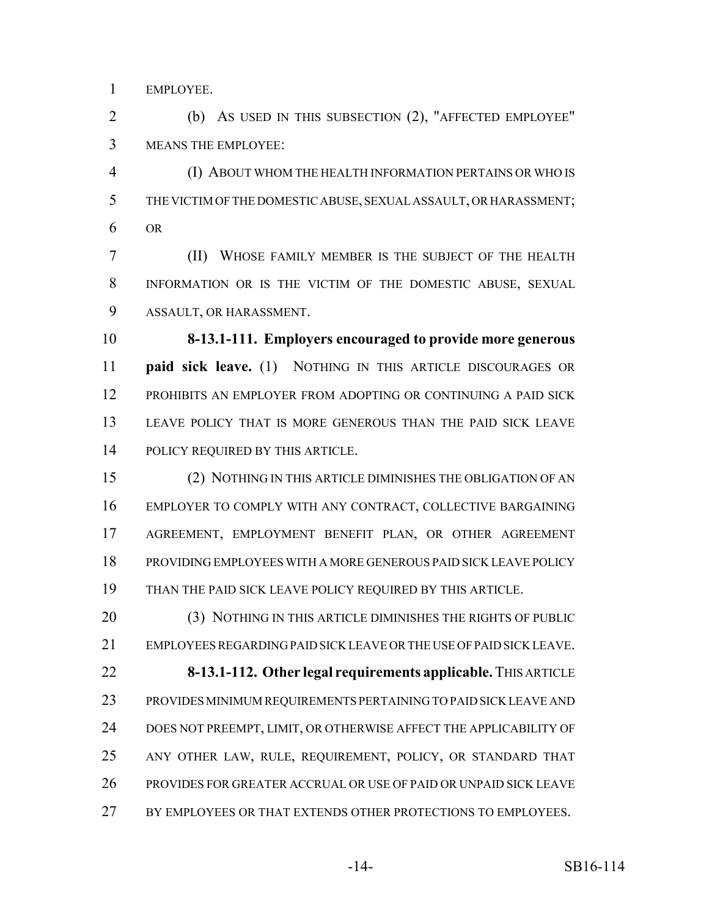EMPLOYEE.

(b) AS USED IN THIS SUBSECTION (2), "AFFECTED EMPLOYEE" MEANS THE EMPLOYEE:

(I) ABOUT WHOM THE HEALTH INFORMATION PERTAINS OR WHO IS THE VICTIM OF THE DOMESTIC ABUSE, SEXUAL ASSAULT, OR HARASSMENT; OR

(II) WHOSE FAMILY MEMBER IS THE SUBJECT OF THE HEALTH INFORMATION OR IS THE VICTIM OF THE DOMESTIC ABUSE, SEXUAL ASSAULT, OR HARASSMENT.

**8-13.1-111. Employers encouraged to provide more generous paid sick leave.** (1) NOTHING IN THIS ARTICLE DISCOURAGES OR PROHIBITS AN EMPLOYER FROM ADOPTING OR CONTINUING A PAID SICK LEAVE POLICY THAT IS MORE GENEROUS THAN THE PAID SICK LEAVE POLICY REQUIRED BY THIS ARTICLE.

(2) NOTHING IN THIS ARTICLE DIMINISHES THE OBLIGATION OF AN EMPLOYER TO COMPLY WITH ANY CONTRACT, COLLECTIVE BARGAINING AGREEMENT, EMPLOYMENT BENEFIT PLAN, OR OTHER AGREEMENT PROVIDING EMPLOYEES WITH A MORE GENEROUS PAID SICK LEAVE POLICY THAN THE PAID SICK LEAVE POLICY REQUIRED BY THIS ARTICLE.

(3) NOTHING IN THIS ARTICLE DIMINISHES THE RIGHTS OF PUBLIC EMPLOYEES REGARDING PAID SICK LEAVE OR THE USE OF PAID SICK LEAVE.

**8-13.1-112. Other legal requirements applicable.** THIS ARTICLE PROVIDES MINIMUM REQUIREMENTS PERTAINING TO PAID SICK LEAVE AND DOES NOT PREEMPT, LIMIT, OR OTHERWISE AFFECT THE APPLICABILITY OF ANY OTHER LAW, RULE, REQUIREMENT, POLICY, OR STANDARD THAT PROVIDES FOR GREATER ACCRUAL OR USE OF PAID OR UNPAID SICK LEAVE BY EMPLOYEES OR THAT EXTENDS OTHER PROTECTIONS TO EMPLOYEES.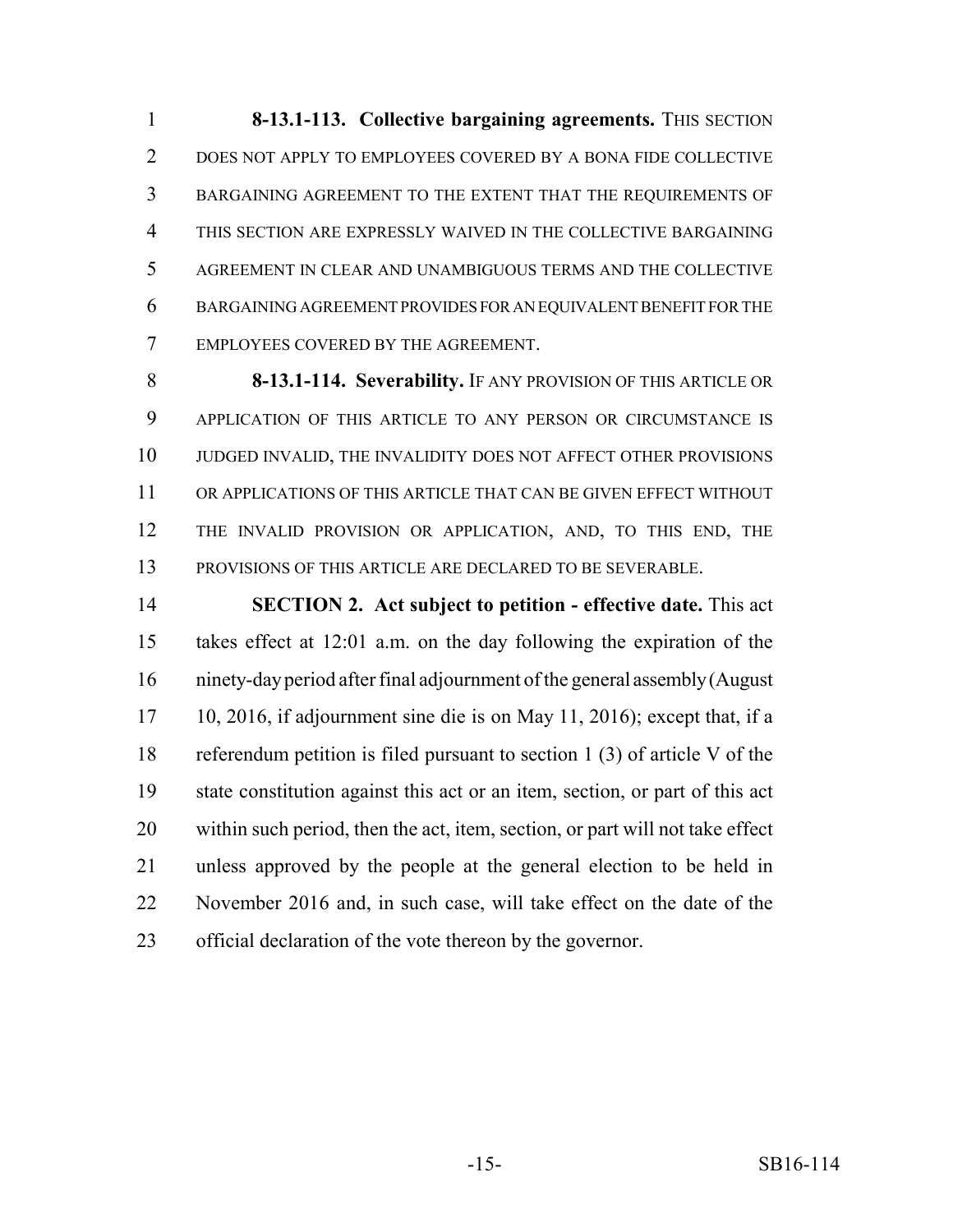**8-13.1-113. Collective bargaining agreements.** THIS SECTION DOES NOT APPLY TO EMPLOYEES COVERED BY A BONA FIDE COLLECTIVE BARGAINING AGREEMENT TO THE EXTENT THAT THE REQUIREMENTS OF THIS SECTION ARE EXPRESSLY WAIVED IN THE COLLECTIVE BARGAINING AGREEMENT IN CLEAR AND UNAMBIGUOUS TERMS AND THE COLLECTIVE BARGAINING AGREEMENT PROVIDES FOR AN EQUIVALENT BENEFIT FOR THE EMPLOYEES COVERED BY THE AGREEMENT.

**8-13.1-114. Severability.** IF ANY PROVISION OF THIS ARTICLE OR APPLICATION OF THIS ARTICLE TO ANY PERSON OR CIRCUMSTANCE IS JUDGED INVALID, THE INVALIDITY DOES NOT AFFECT OTHER PROVISIONS OR APPLICATIONS OF THIS ARTICLE THAT CAN BE GIVEN EFFECT WITHOUT THE INVALID PROVISION OR APPLICATION, AND, TO THIS END, THE PROVISIONS OF THIS ARTICLE ARE DECLARED TO BE SEVERABLE.

**SECTION 2. Act subject to petition - effective date.** This act takes effect at 12:01 a.m. on the day following the expiration of the ninety-day period after final adjournment of the general assembly (August 10, 2016, if adjournment sine die is on May 11, 2016); except that, if a referendum petition is filed pursuant to section 1 (3) of article V of the state constitution against this act or an item, section, or part of this act within such period, then the act, item, section, or part will not take effect unless approved by the people at the general election to be held in November 2016 and, in such case, will take effect on the date of the official declaration of the vote thereon by the governor.